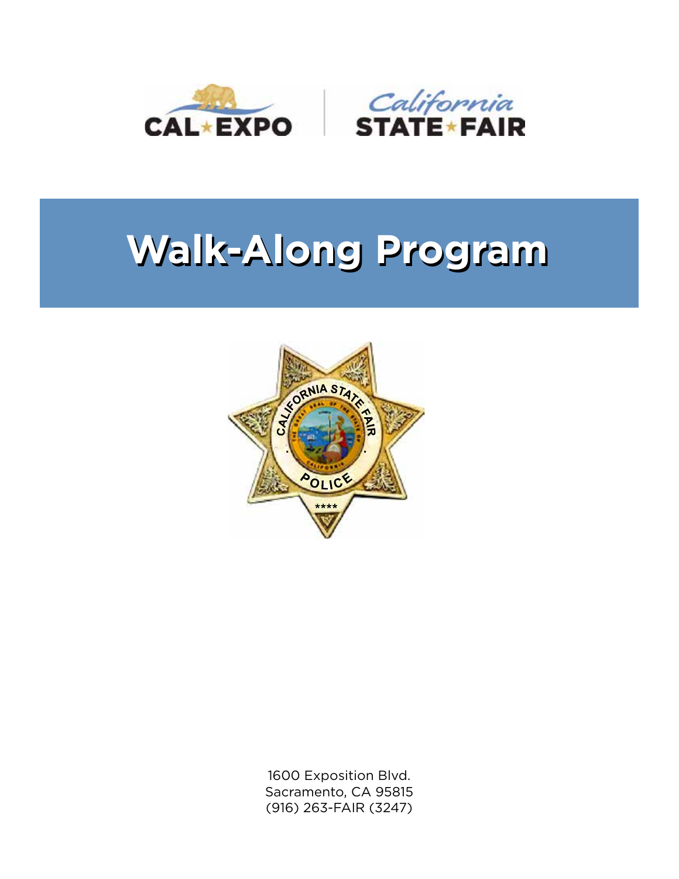CAL★EXPO | California STATE★FAIR

# Walk-Along Program

1600 Exposition Blvd.
Sacramento, CA 95815
(916) 263-FAIR (3247)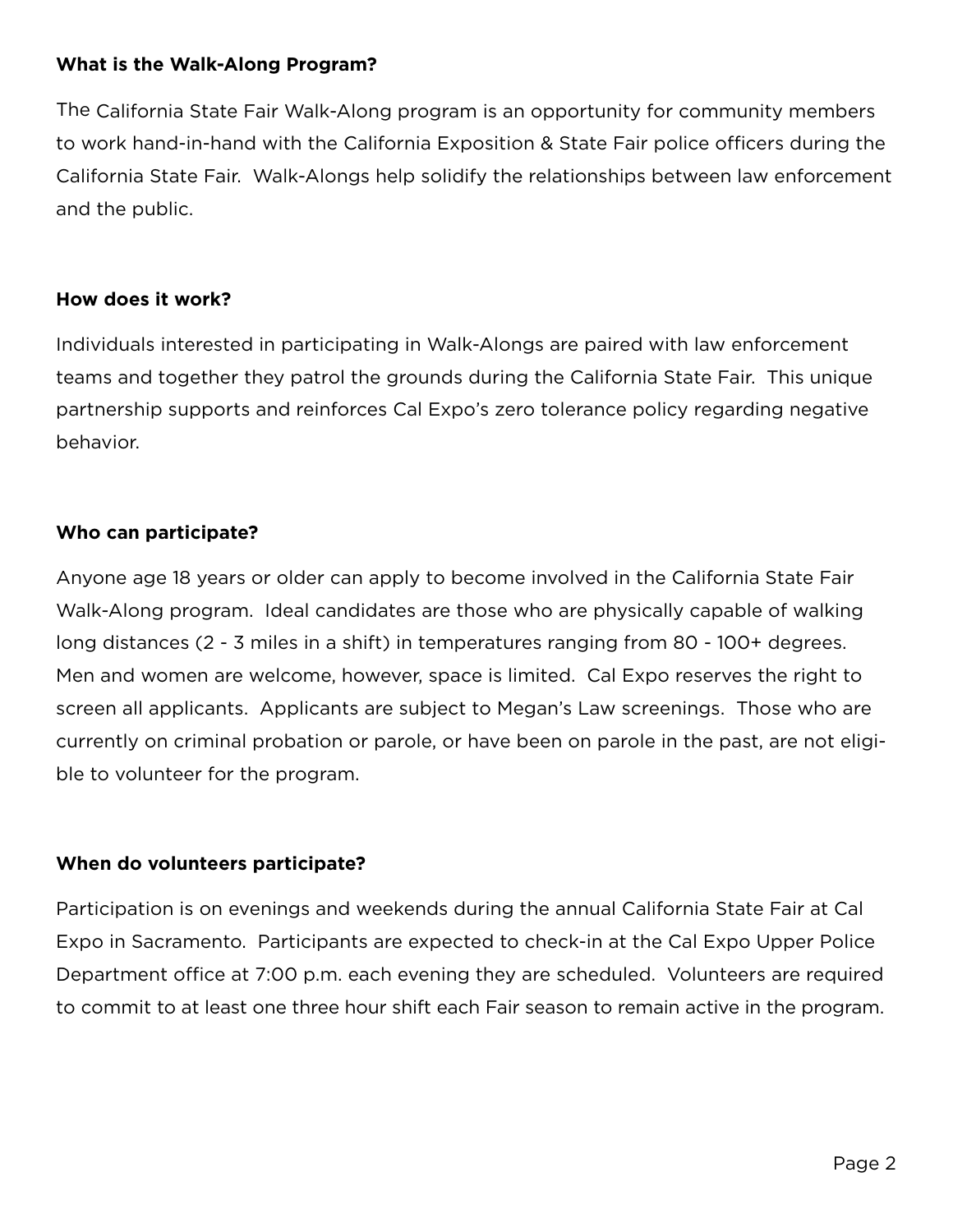**What is the Walk-Along Program?**

The California State Fair Walk-Along program is an opportunity for community members to work hand-in-hand with the California Exposition & State Fair police officers during the California State Fair. Walk-Alongs help solidify the relationships between law enforcement and the public.

**How does it work?**

Individuals interested in participating in Walk-Alongs are paired with law enforcement teams and together they patrol the grounds during the California State Fair. This unique partnership supports and reinforces Cal Expo's zero tolerance policy regarding negative behavior.

**Who can participate?**

Anyone age 18 years or older can apply to become involved in the California State Fair Walk-Along program. Ideal candidates are those who are physically capable of walking long distances (2 - 3 miles in a shift) in temperatures ranging from 80 - 100+ degrees. Men and women are welcome, however, space is limited. Cal Expo reserves the right to screen all applicants. Applicants are subject to Megan's Law screenings. Those who are currently on criminal probation or parole, or have been on parole in the past, are not eligible to volunteer for the program.

**When do volunteers participate?**

Participation is on evenings and weekends during the annual California State Fair at Cal Expo in Sacramento. Participants are expected to check-in at the Cal Expo Upper Police Department office at 7:00 p.m. each evening they are scheduled. Volunteers are required to commit to at least one three hour shift each Fair season to remain active in the program.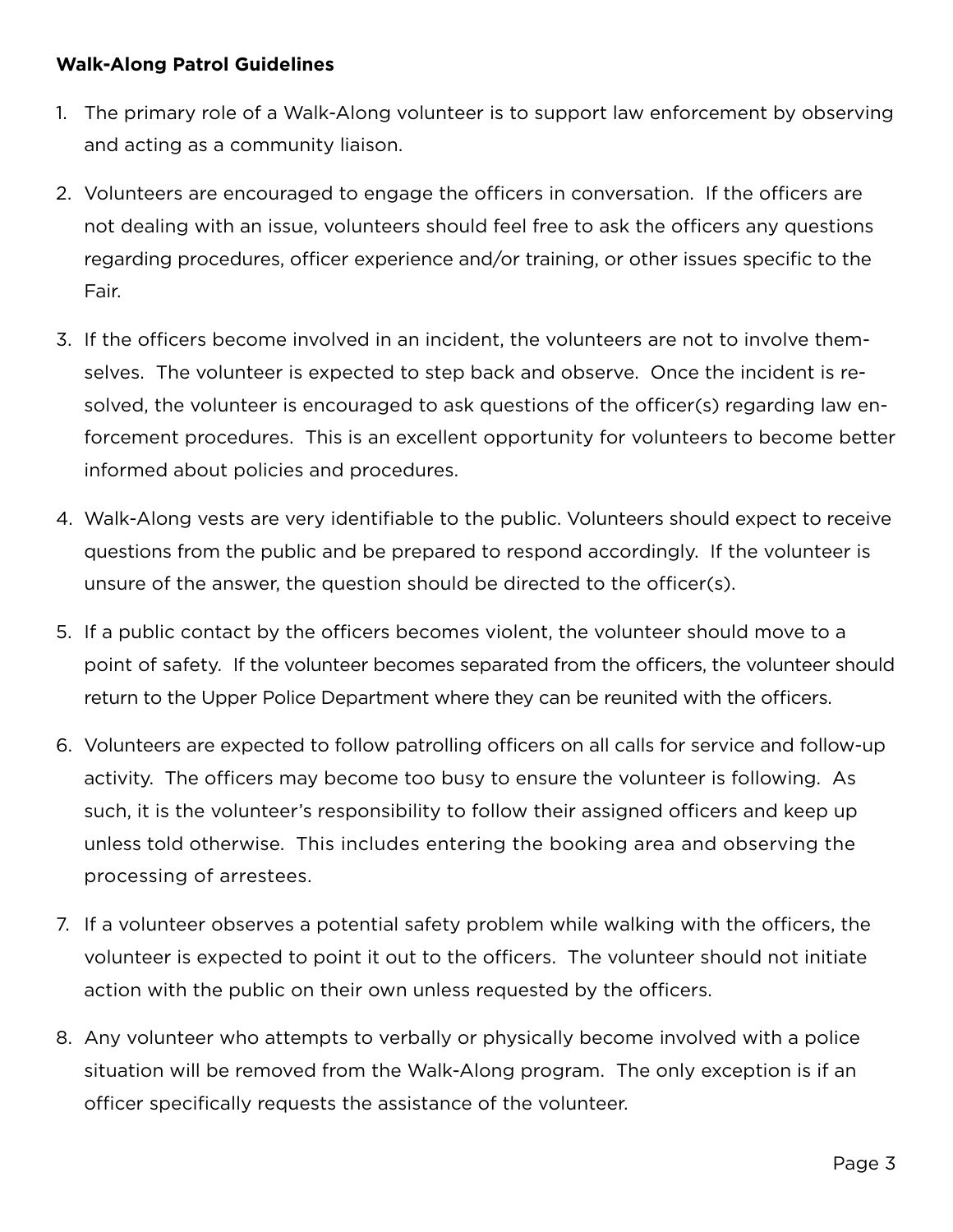**Walk-Along Patrol Guidelines**

1. The primary role of a Walk-Along volunteer is to support law enforcement by observing and acting as a community liaison.

2. Volunteers are encouraged to engage the officers in conversation. If the officers are not dealing with an issue, volunteers should feel free to ask the officers any questions regarding procedures, officer experience and/or training, or other issues specific to the Fair.

3. If the officers become involved in an incident, the volunteers are not to involve themselves. The volunteer is expected to step back and observe. Once the incident is resolved, the volunteer is encouraged to ask questions of the officer(s) regarding law enforcement procedures. This is an excellent opportunity for volunteers to become better informed about policies and procedures.

4. Walk-Along vests are very identifiable to the public. Volunteers should expect to receive questions from the public and be prepared to respond accordingly. If the volunteer is unsure of the answer, the question should be directed to the officer(s).

5. If a public contact by the officers becomes violent, the volunteer should move to a point of safety. If the volunteer becomes separated from the officers, the volunteer should return to the Upper Police Department where they can be reunited with the officers.

6. Volunteers are expected to follow patrolling officers on all calls for service and follow-up activity. The officers may become too busy to ensure the volunteer is following. As such, it is the volunteer's responsibility to follow their assigned officers and keep up unless told otherwise. This includes entering the booking area and observing the processing of arrestees.

7. If a volunteer observes a potential safety problem while walking with the officers, the volunteer is expected to point it out to the officers. The volunteer should not initiate action with the public on their own unless requested by the officers.

8. Any volunteer who attempts to verbally or physically become involved with a police situation will be removed from the Walk-Along program. The only exception is if an officer specifically requests the assistance of the volunteer.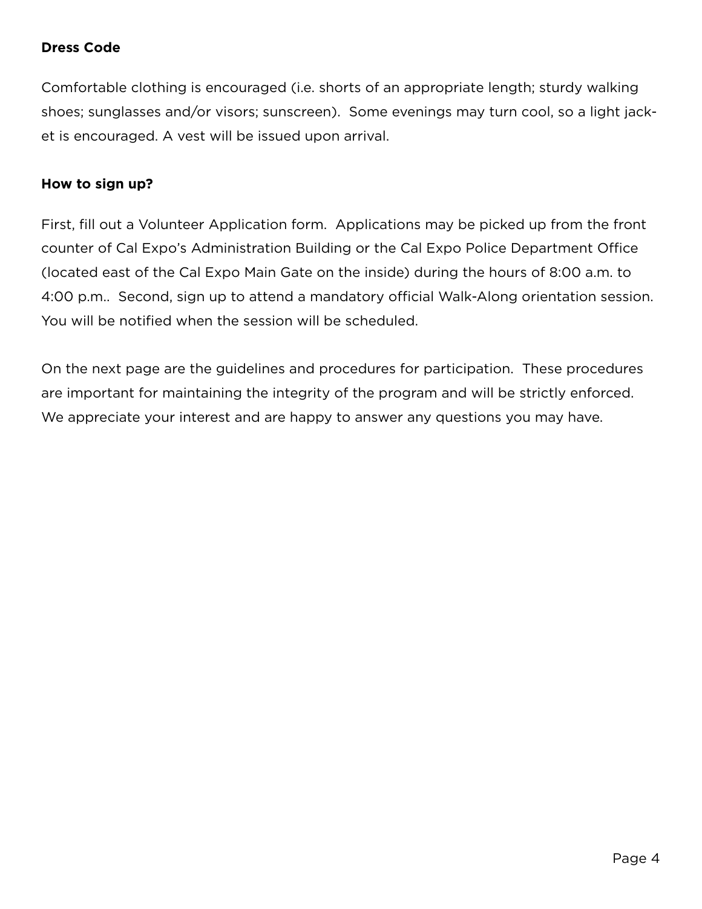**Dress Code**

Comfortable clothing is encouraged (i.e. shorts of an appropriate length; sturdy walking shoes; sunglasses and/or visors; sunscreen). Some evenings may turn cool, so a light jacket is encouraged. A vest will be issued upon arrival.

**How to sign up?**

First, fill out a Volunteer Application form. Applications may be picked up from the front counter of Cal Expo's Administration Building or the Cal Expo Police Department Office (located east of the Cal Expo Main Gate on the inside) during the hours of 8:00 a.m. to 4:00 p.m.. Second, sign up to attend a mandatory official Walk-Along orientation session. You will be notified when the session will be scheduled.

On the next page are the guidelines and procedures for participation. These procedures are important for maintaining the integrity of the program and will be strictly enforced. We appreciate your interest and are happy to answer any questions you may have.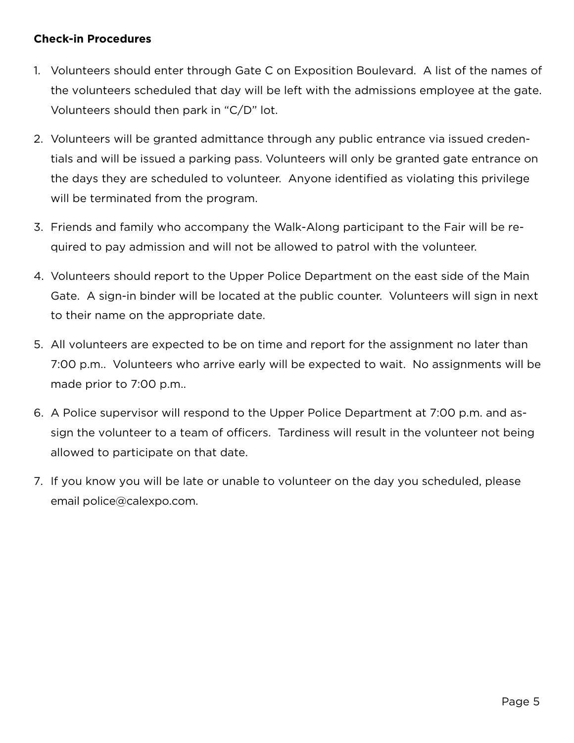**Check-in Procedures**

1. Volunteers should enter through Gate C on Exposition Boulevard. A list of the names of the volunteers scheduled that day will be left with the admissions employee at the gate. Volunteers should then park in "C/D" lot.

2. Volunteers will be granted admittance through any public entrance via issued credentials and will be issued a parking pass. Volunteers will only be granted gate entrance on the days they are scheduled to volunteer. Anyone identified as violating this privilege will be terminated from the program.

3. Friends and family who accompany the Walk-Along participant to the Fair will be required to pay admission and will not be allowed to patrol with the volunteer.

4. Volunteers should report to the Upper Police Department on the east side of the Main Gate. A sign-in binder will be located at the public counter. Volunteers will sign in next to their name on the appropriate date.

5. All volunteers are expected to be on time and report for the assignment no later than 7:00 p.m.. Volunteers who arrive early will be expected to wait. No assignments will be made prior to 7:00 p.m..

6. A Police supervisor will respond to the Upper Police Department at 7:00 p.m. and assign the volunteer to a team of officers. Tardiness will result in the volunteer not being allowed to participate on that date.

7. If you know you will be late or unable to volunteer on the day you scheduled, please email police@calexpo.com.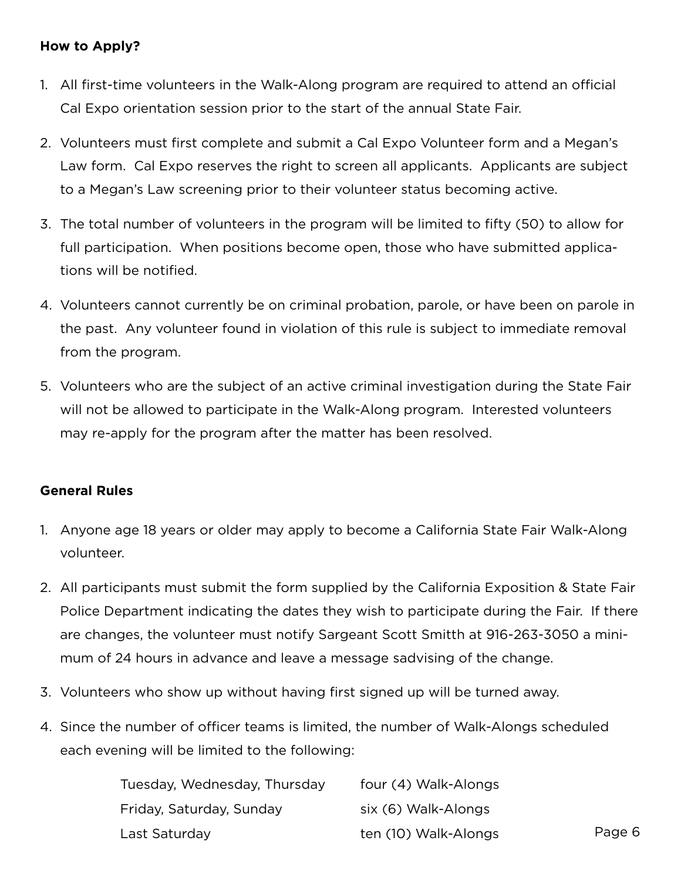**How to Apply?**

1. All first-time volunteers in the Walk-Along program are required to attend an official Cal Expo orientation session prior to the start of the annual State Fair.

2. Volunteers must first complete and submit a Cal Expo Volunteer form and a Megan's Law form. Cal Expo reserves the right to screen all applicants. Applicants are subject to a Megan's Law screening prior to their volunteer status becoming active.

3. The total number of volunteers in the program will be limited to fifty (50) to allow for full participation. When positions become open, those who have submitted applications will be notified.

4. Volunteers cannot currently be on criminal probation, parole, or have been on parole in the past. Any volunteer found in violation of this rule is subject to immediate removal from the program.

5. Volunteers who are the subject of an active criminal investigation during the State Fair will not be allowed to participate in the Walk-Along program. Interested volunteers may re-apply for the program after the matter has been resolved.

**General Rules**

1. Anyone age 18 years or older may apply to become a California State Fair Walk-Along volunteer.

2. All participants must submit the form supplied by the California Exposition & State Fair Police Department indicating the dates they wish to participate during the Fair. If there are changes, the volunteer must notify Sargeant Scott Smitth at 916-263-3050 a minimum of 24 hours in advance and leave a message sadvising of the change.

3. Volunteers who show up without having first signed up will be turned away.

4. Since the number of officer teams is limited, the number of Walk-Alongs scheduled each evening will be limited to the following:

| | |
|---|---|
| Tuesday, Wednesday, Thursday | four (4) Walk-Alongs |
| Friday, Saturday, Sunday | six (6) Walk-Alongs |
| Last Saturday | ten (10) Walk-Alongs |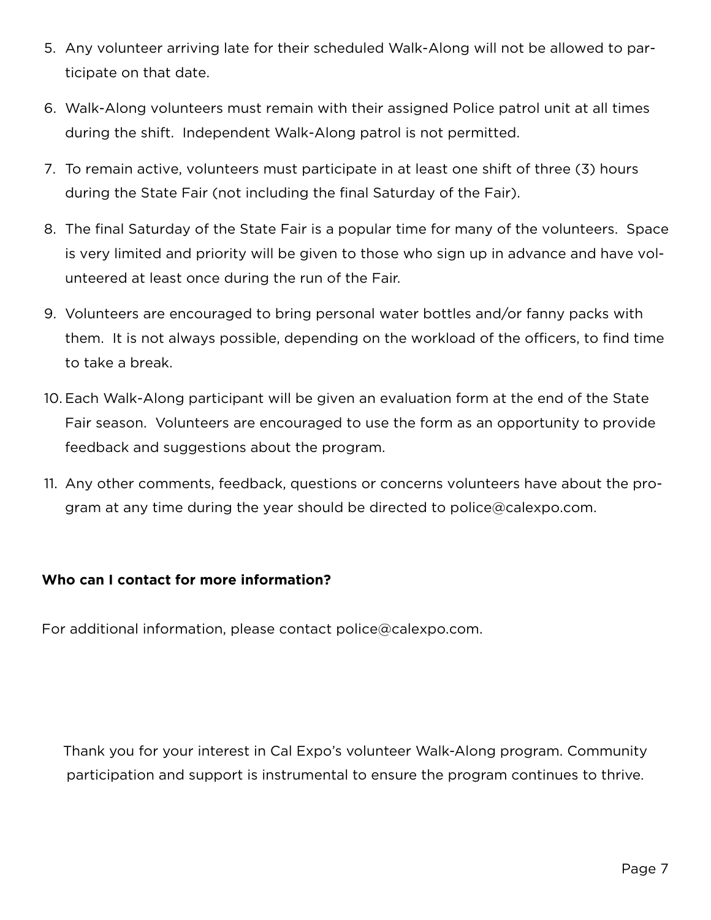5. Any volunteer arriving late for their scheduled Walk-Along will not be allowed to participate on that date.
6. Walk-Along volunteers must remain with their assigned Police patrol unit at all times during the shift. Independent Walk-Along patrol is not permitted.
7. To remain active, volunteers must participate in at least one shift of three (3) hours during the State Fair (not including the final Saturday of the Fair).
8. The final Saturday of the State Fair is a popular time for many of the volunteers. Space is very limited and priority will be given to those who sign up in advance and have volunteered at least once during the run of the Fair.
9. Volunteers are encouraged to bring personal water bottles and/or fanny packs with them. It is not always possible, depending on the workload of the officers, to find time to take a break.
10. Each Walk-Along participant will be given an evaluation form at the end of the State Fair season. Volunteers are encouraged to use the form as an opportunity to provide feedback and suggestions about the program.
11. Any other comments, feedback, questions or concerns volunteers have about the program at any time during the year should be directed to police@calexpo.com.

**Who can I contact for more information?**

For additional information, please contact police@calexpo.com.

Thank you for your interest in Cal Expo's volunteer Walk-Along program. Community participation and support is instrumental to ensure the program continues to thrive.